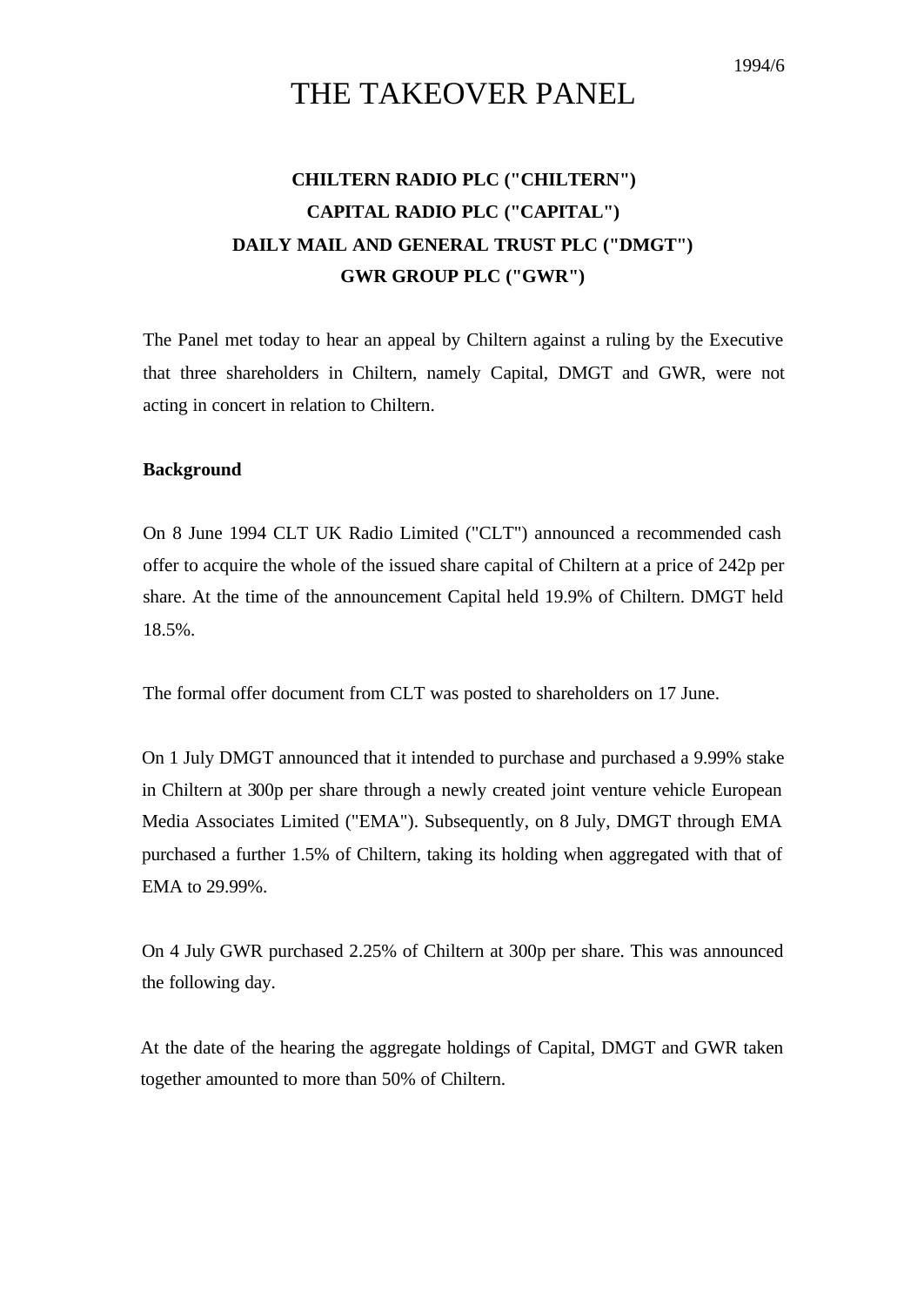1994/6

# THE TAKEOVER PANEL

## CHILTERN RADIO PLC ("CHILTERN")
## CAPITAL RADIO PLC ("CAPITAL")
## DAILY MAIL AND GENERAL TRUST PLC ("DMGT")
## GWR GROUP PLC ("GWR")

The Panel met today to hear an appeal by Chiltern against a ruling by the Executive that three shareholders in Chiltern, namely Capital, DMGT and GWR, were not acting in concert in relation to Chiltern.

**Background**

On 8 June 1994 CLT UK Radio Limited ("CLT") announced a recommended cash offer to acquire the whole of the issued share capital of Chiltern at a price of 242p per share. At the time of the announcement Capital held 19.9% of Chiltern. DMGT held 18.5%.

The formal offer document from CLT was posted to shareholders on 17 June.

On 1 July DMGT announced that it intended to purchase and purchased a 9.99% stake in Chiltern at 300p per share through a newly created joint venture vehicle European Media Associates Limited ("EMA"). Subsequently, on 8 July, DMGT through EMA purchased a further 1.5% of Chiltern, taking its holding when aggregated with that of EMA to 29.99%.

On 4 July GWR purchased 2.25% of Chiltern at 300p per share. This was announced the following day.

At the date of the hearing the aggregate holdings of Capital, DMGT and GWR taken together amounted to more than 50% of Chiltern.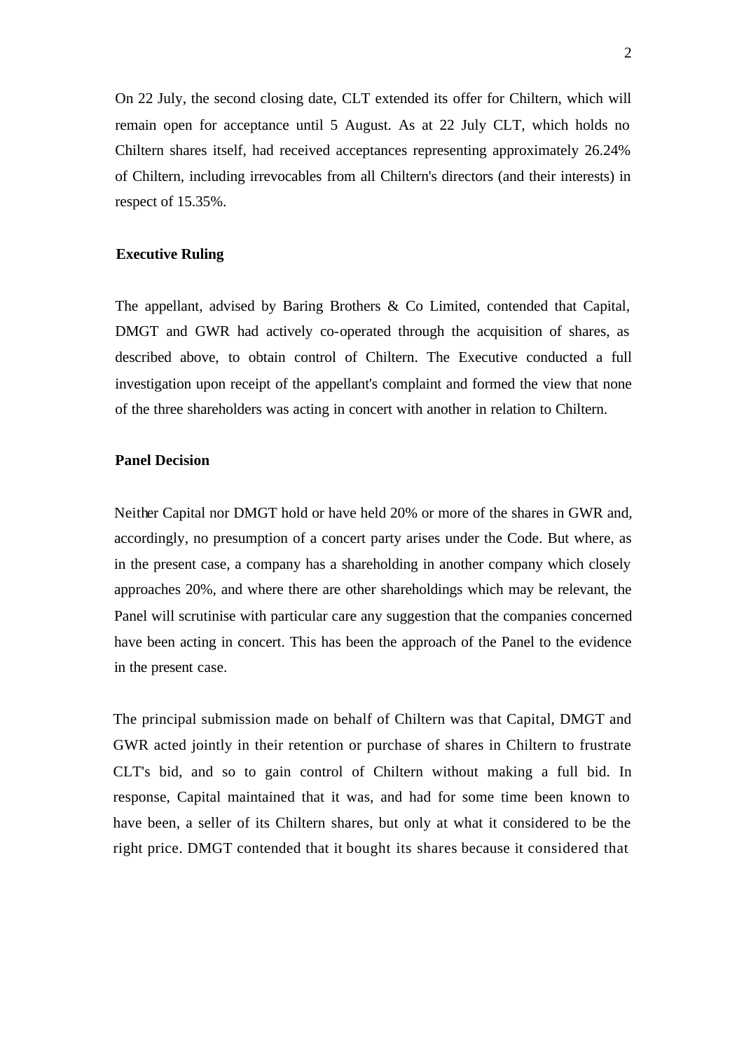On 22 July, the second closing date, CLT extended its offer for Chiltern, which will remain open for acceptance until 5 August. As at 22 July CLT, which holds no Chiltern shares itself, had received acceptances representing approximately 26.24% of Chiltern, including irrevocables from all Chiltern's directors (and their interests) in respect of 15.35%.

**Executive Ruling**

The appellant, advised by Baring Brothers & Co Limited, contended that Capital, DMGT and GWR had actively co-operated through the acquisition of shares, as described above, to obtain control of Chiltern. The Executive conducted a full investigation upon receipt of the appellant's complaint and formed the view that none of the three shareholders was acting in concert with another in relation to Chiltern.

**Panel Decision**

Neither Capital nor DMGT hold or have held 20% or more of the shares in GWR and, accordingly, no presumption of a concert party arises under the Code. But where, as in the present case, a company has a shareholding in another company which closely approaches 20%, and where there are other shareholdings which may be relevant, the Panel will scrutinise with particular care any suggestion that the companies concerned have been acting in concert. This has been the approach of the Panel to the evidence in the present case.

The principal submission made on behalf of Chiltern was that Capital, DMGT and GWR acted jointly in their retention or purchase of shares in Chiltern to frustrate CLT's bid, and so to gain control of Chiltern without making a full bid. In response, Capital maintained that it was, and had for some time been known to have been, a seller of its Chiltern shares, but only at what it considered to be the right price. DMGT contended that it bought its shares because it considered that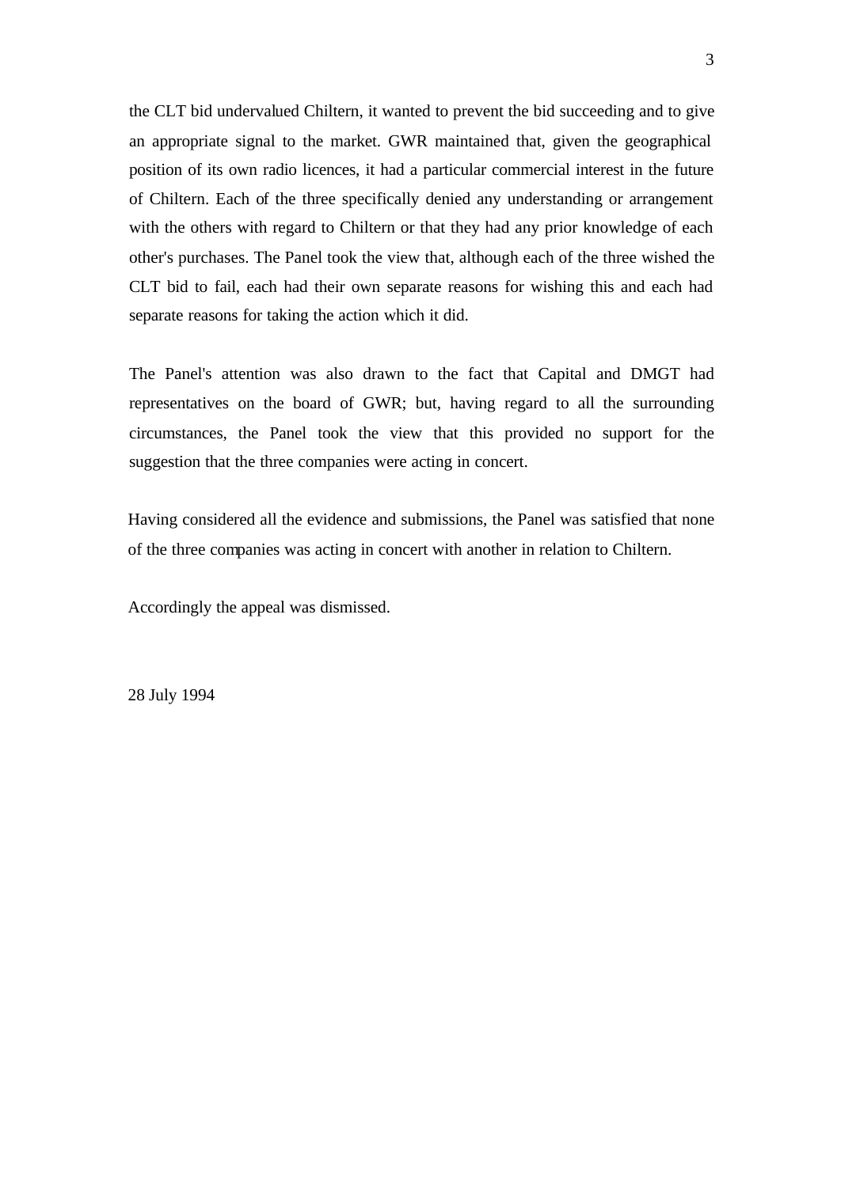the CLT bid undervalued Chiltern, it wanted to prevent the bid succeeding and to give an appropriate signal to the market. GWR maintained that, given the geographical position of its own radio licences, it had a particular commercial interest in the future of Chiltern. Each of the three specifically denied any understanding or arrangement with the others with regard to Chiltern or that they had any prior knowledge of each other's purchases. The Panel took the view that, although each of the three wished the CLT bid to fail, each had their own separate reasons for wishing this and each had separate reasons for taking the action which it did.

The Panel's attention was also drawn to the fact that Capital and DMGT had representatives on the board of GWR; but, having regard to all the surrounding circumstances, the Panel took the view that this provided no support for the suggestion that the three companies were acting in concert.

Having considered all the evidence and submissions, the Panel was satisfied that none of the three companies was acting in concert with another in relation to Chiltern.

Accordingly the appeal was dismissed.

28 July 1994